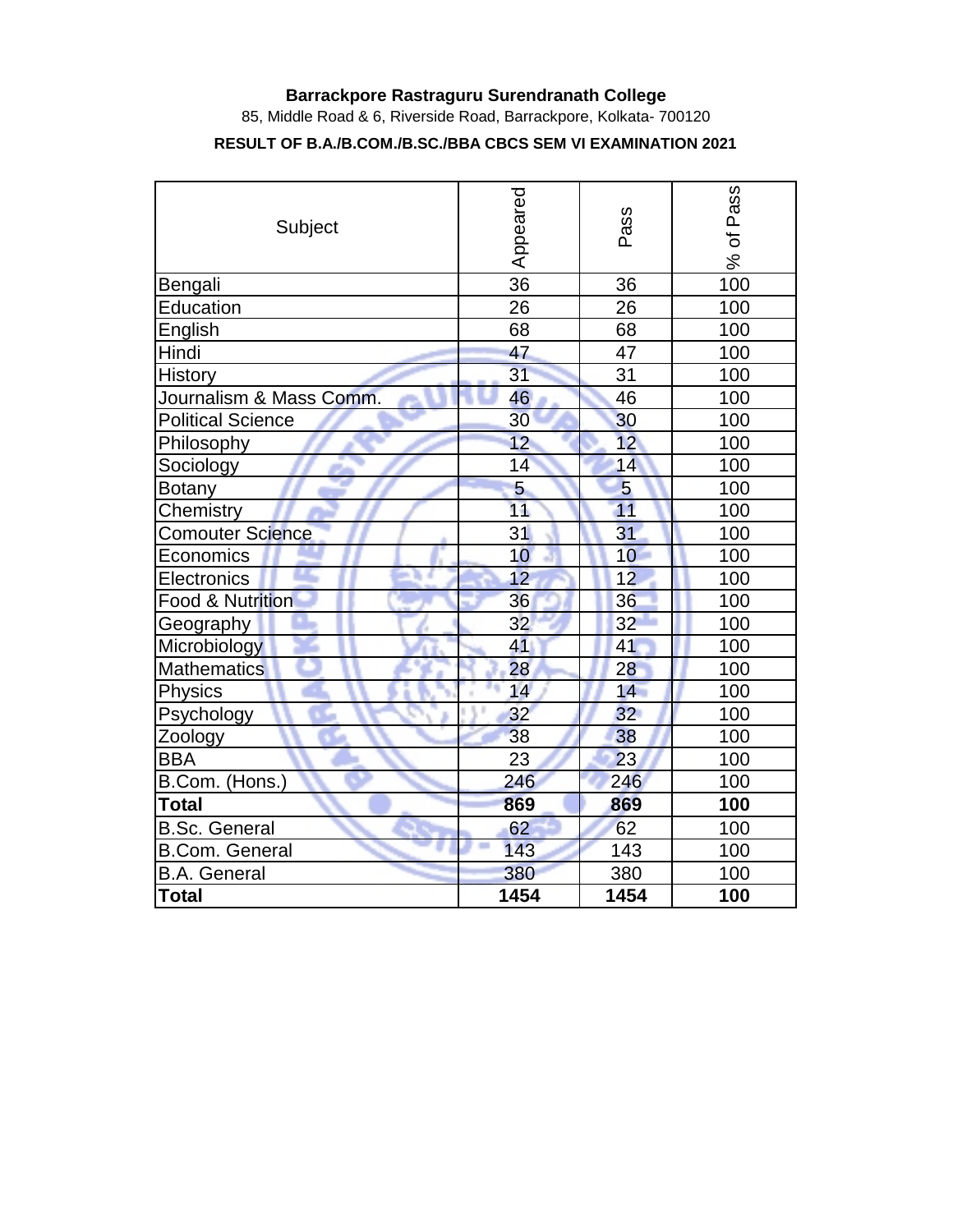**Barrackpore Rastraguru Surendranath College**

85, Middle Road & 6, Riverside Road, Barrackpore, Kolkata- 700120

**RESULT OF B.A./B.COM./B.SC./BBA CBCS SEM VI EXAMINATION 2021**

| Subject | Appeared | Pass | % of Pass |
|---|---|---|---|
| Bengali | 36 | 36 | 100 |
| Education | 26 | 26 | 100 |
| English | 68 | 68 | 100 |
| Hindi | 47 | 47 | 100 |
| History | 31 | 31 | 100 |
| Journalism & Mass Comm. | 46 | 46 | 100 |
| Political Science | 30 | 30 | 100 |
| Philosophy | 12 | 12 | 100 |
| Sociology | 14 | 14 | 100 |
| Botany | 5 | 5 | 100 |
| Chemistry | 11 | 11 | 100 |
| Comouter Science | 31 | 31 | 100 |
| Economics | 10 | 10 | 100 |
| Electronics | 12 | 12 | 100 |
| Food & Nutrition | 36 | 36 | 100 |
| Geography | 32 | 32 | 100 |
| Microbiology | 41 | 41 | 100 |
| Mathematics | 28 | 28 | 100 |
| Physics | 14 | 14 | 100 |
| Psychology | 32 | 32 | 100 |
| Zoology | 38 | 38 | 100 |
| BBA | 23 | 23 | 100 |
| B.Com. (Hons.) | 246 | 246 | 100 |
| **Total** | **869** | **869** | **100** |
| B.Sc. General | 62 | 62 | 100 |
| B.Com. General | 143 | 143 | 100 |
| B.A. General | 380 | 380 | 100 |
| **Total** | **1454** | **1454** | **100** |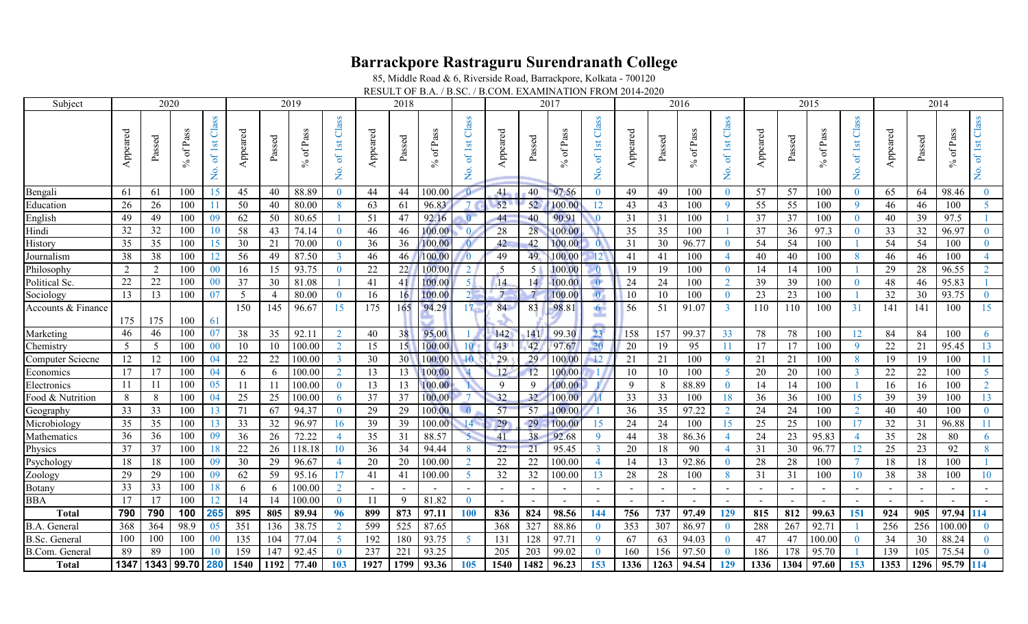# Barrackpore Rastraguru Surendranath College

85, Middle Road & 6, Riverside Road, Barrackpore, Kolkata - 700120

RESULT OF B.A. / B.SC. / B.COM. EXAMINATION FROM 2014-2020

| Subject | 2020 | | | | 2019 | | | | 2018 | | | | 2017 | | | | 2016 | | | | 2015 | | | | 2014 | | | |
|---|---|---|---|---|---|---|---|---|---|---|---|---|---|---|---|---|---|---|---|---|---|---|---|---|---|---|---|---|
| | Appeared | Passed | % of Pass | No. of 1st Class | Appeared | Passed | % of Pass | No. of 1st Class | Appeared | Passed | % of Pass | No. of 1st Class | Appeared | Passed | % of Pass | No. of 1st Class | Appeared | Passed | % of Pass | No. of 1st Class | Appeared | Passed | % of Pass | No. of 1st Class | Appeared | Passed | % of Pass | No. of 1st Class |
| Bengali | 61 | 61 | 100 | 15 | 45 | 40 | 88.89 | 0 | 44 | 44 | 100.00 | 0 | 41 | 40 | 97.56 | 0 | 49 | 49 | 100 | 0 | 57 | 57 | 100 | 0 | 65 | 64 | 98.46 | 0 |
| Education | 26 | 26 | 100 | 11 | 50 | 40 | 80.00 | 8 | 63 | 61 | 96.83 | 7 | 52 | 52 | 100.00 | 12 | 43 | 43 | 100 | 9 | 55 | 55 | 100 | 9 | 46 | 46 | 100 | 5 |
| English | 49 | 49 | 100 | 09 | 62 | 50 | 80.65 | 1 | 51 | 47 | 92.16 | 0 | 44 | 40 | 90.91 | 0 | 31 | 31 | 100 | 1 | 37 | 37 | 100 | 0 | 40 | 39 | 97.5 | 1 |
| Hindi | 32 | 32 | 100 | 10 | 58 | 43 | 74.14 | 0 | 46 | 46 | 100.00 | 0 | 28 | 28 | 100.00 | 1 | 35 | 35 | 100 | 1 | 37 | 36 | 97.3 | 0 | 33 | 32 | 96.97 | 0 |
| History | 35 | 35 | 100 | 15 | 30 | 21 | 70.00 | 0 | 36 | 36 | 100.00 | 0 | 42 | 42 | 100.00 | 0 | 31 | 30 | 96.77 | 0 | 54 | 54 | 100 | 1 | 54 | 54 | 100 | 0 |
| Journalism | 38 | 38 | 100 | 12 | 56 | 49 | 87.50 | 3 | 46 | 46 | 100.00 | 0 | 49 | 49 | 100.00 | 12 | 41 | 41 | 100 | 4 | 40 | 40 | 100 | 8 | 46 | 46 | 100 | 4 |
| Philosophy | 2 | 2 | 100 | 00 | 16 | 15 | 93.75 | 0 | 22 | 22 | 100.00 | 2 | 5 | 5 | 100.00 | 0 | 19 | 19 | 100 | 0 | 14 | 14 | 100 | 1 | 29 | 28 | 96.55 | 2 |
| Political Sc. | 22 | 22 | 100 | 00 | 37 | 30 | 81.08 | 1 | 41 | 41 | 100.00 | 5 | 14 | 14 | 100.00 | 0 | 24 | 24 | 100 | 2 | 39 | 39 | 100 | 0 | 48 | 46 | 95.83 | 1 |
| Sociology | 13 | 13 | 100 | 07 | 5 | 4 | 80.00 | 0 | 16 | 16 | 100.00 | 2 | 7 | 7 | 100.00 | 0 | 10 | 10 | 100 | 0 | 23 | 23 | 100 | 1 | 32 | 30 | 93.75 | 0 |
| Accounts & Finance | 175 | 175 | 100 | 61 | 150 | 145 | 96.67 | 15 | 175 | 165 | 94.29 | 17 | 84 | 83 | 98.81 | 6 | 56 | 51 | 91.07 | 3 | 110 | 110 | 100 | 31 | 141 | 141 | 100 | 15 |
| Marketing | 46 | 46 | 100 | 07 | 38 | 35 | 92.11 | 2 | 40 | 38 | 95.00 | 1 | 142 | 141 | 99.30 | 23 | 158 | 157 | 99.37 | 33 | 78 | 78 | 100 | 12 | 84 | 84 | 100 | 6 |
| Chemistry | 5 | 5 | 100 | 00 | 10 | 10 | 100.00 | 2 | 15 | 15 | 100.00 | 10 | 43 | 42 | 97.67 | 20 | 20 | 19 | 95 | 11 | 17 | 17 | 100 | 9 | 22 | 21 | 95.45 | 13 |
| Computer Sciecne | 12 | 12 | 100 | 04 | 22 | 22 | 100.00 | 3 | 30 | 30 | 100.00 | 10 | 29 | 29 | 100.00 | 12 | 21 | 21 | 100 | 9 | 21 | 21 | 100 | 8 | 19 | 19 | 100 | 11 |
| Economics | 17 | 17 | 100 | 04 | 6 | 6 | 100.00 | 2 | 13 | 13 | 100.00 | 4 | 12 | 12 | 100.00 | 1 | 10 | 10 | 100 | 5 | 20 | 20 | 100 | 3 | 22 | 22 | 100 | 5 |
| Electronics | 11 | 11 | 100 | 05 | 11 | 11 | 100.00 | 0 | 13 | 13 | 100.00 | 1 | 9 | 9 | 100.00 | 1 | 9 | 8 | 88.89 | 0 | 14 | 14 | 100 | 1 | 16 | 16 | 100 | 2 |
| Food & Nutrition | 8 | 8 | 100 | 04 | 25 | 25 | 100.00 | 6 | 37 | 37 | 100.00 | 7 | 32 | 32 | 100.00 | 11 | 33 | 33 | 100 | 18 | 36 | 36 | 100 | 15 | 39 | 39 | 100 | 13 |
| Geography | 33 | 33 | 100 | 13 | 71 | 67 | 94.37 | 0 | 29 | 29 | 100.00 | 0 | 57 | 57 | 100.00 | 1 | 36 | 35 | 97.22 | 2 | 24 | 24 | 100 | 2 | 40 | 40 | 100 | 0 |
| Microbiology | 35 | 35 | 100 | 13 | 33 | 32 | 96.97 | 16 | 39 | 39 | 100.00 | 14 | 29 | 29 | 100.00 | 15 | 24 | 24 | 100 | 15 | 25 | 25 | 100 | 17 | 32 | 31 | 96.88 | 11 |
| Mathematics | 36 | 36 | 100 | 09 | 36 | 26 | 72.22 | 4 | 35 | 31 | 88.57 | 5 | 41 | 38 | 92.68 | 9 | 44 | 38 | 86.36 | 4 | 24 | 23 | 95.83 | 4 | 35 | 28 | 80 | 6 |
| Physics | 37 | 37 | 100 | 18 | 22 | 26 | 118.18 | 10 | 36 | 34 | 94.44 | 8 | 22 | 21 | 95.45 | 3 | 20 | 18 | 90 | 4 | 31 | 30 | 96.77 | 12 | 25 | 23 | 92 | 8 |
| Psychology | 18 | 18 | 100 | 09 | 30 | 29 | 96.67 | 4 | 20 | 20 | 100.00 | 2 | 22 | 22 | 100.00 | 4 | 14 | 13 | 92.86 | 0 | 28 | 28 | 100 | 7 | 18 | 18 | 100 | 1 |
| Zoology | 29 | 29 | 100 | 09 | 62 | 59 | 95.16 | 17 | 41 | 41 | 100.00 | 5 | 32 | 32 | 100.00 | 13 | 28 | 28 | 100 | 8 | 31 | 31 | 100 | 10 | 38 | 38 | 100 | 10 |
| Botany | 33 | 33 | 100 | 18 | 6 | 6 | 100.00 | 2 | - | - | - | - | - | - | - | - | - | - | - | - | - | - | - | - | - | - | - | - |
| BBA | 17 | 17 | 100 | 12 | 14 | 14 | 100.00 | 0 | 11 | 9 | 81.82 | 0 | - | - | - | - | - | - | - | - | - | - | - | - | - | - | - | - |
| **Total** | **790** | **790** | **100** | **265** | **895** | **805** | **89.94** | **96** | **899** | **873** | **97.11** | **100** | **836** | **824** | **98.56** | **144** | **756** | **737** | **97.49** | **129** | **815** | **812** | **99.63** | **151** | **924** | **905** | **97.94** | **114** |
| B.A. General | 368 | 364 | 98.9 | 05 | 351 | 136 | 38.75 | 2 | 599 | 525 | 87.65 | | 368 | 327 | 88.86 | 0 | 353 | 307 | 86.97 | 0 | 288 | 267 | 92.71 | 1 | 256 | 256 | 100.00 | 0 |
| B.Sc. General | 100 | 100 | 100 | 00 | 135 | 104 | 77.04 | 5 | 192 | 180 | 93.75 | 5 | 131 | 128 | 97.71 | 9 | 67 | 63 | 94.03 | 0 | 47 | 47 | 100.00 | 0 | 34 | 30 | 88.24 | 0 |
| B.Com. General | 89 | 89 | 100 | 10 | 159 | 147 | 92.45 | 0 | 237 | 221 | 93.25 | | 205 | 203 | 99.02 | 0 | 160 | 156 | 97.50 | 0 | 186 | 178 | 95.70 | 1 | 139 | 105 | 75.54 | 0 |
| **Total** | **1347** | **1343** | **99.70** | **280** | **1540** | **1192** | **77.40** | **103** | **1927** | **1799** | **93.36** | **105** | **1540** | **1482** | **96.23** | **153** | **1336** | **1263** | **94.54** | **129** | **1336** | **1304** | **97.60** | **153** | **1353** | **1296** | **95.79** | **114** |